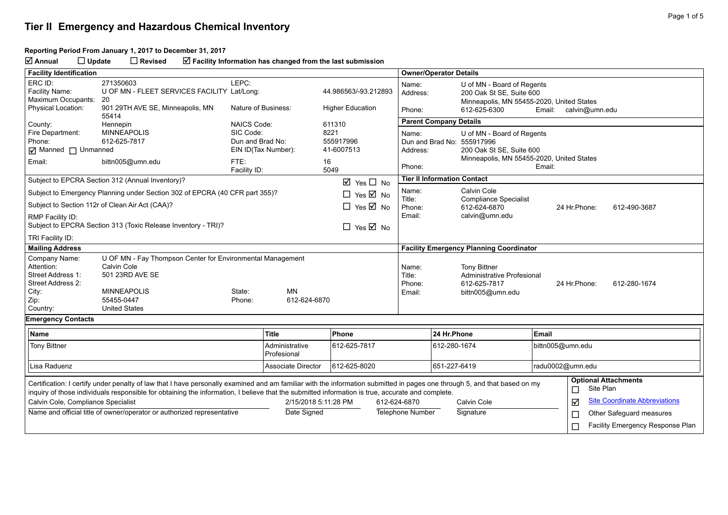# Tier II Emergency and Hazardous Chemical Inventory

**Reporting Period From January 1, 2017 to December 31, 2017**

☑ **Annual** ☐ **Update** ☐ **Revised** ☑ **Facility Information has changed from the last submission**

## Facility Identification

| | | | |
|---|---|---|---|
| ERC ID: | 271350603 | LEPC: | |
| Facility Name: | U OF MN - FLEET SERVICES FACILITY | Lat/Long: | 44.986563/-93.212893 |
| Maximum Occupants: | 20 | | |
| Physical Location: | 901 29TH AVE SE, Minneapolis, MN 55414 | Nature of Business: | Higher Education |
| County: | Hennepin | NAICS Code: | 611310 |
| Fire Department: | MINNEAPOLIS | SIC Code: | 8221 |
| Phone: | 612-625-7817 | Dun and Brad No: | 555917996 |
| ☑ Manned ☐ Unmanned | | EIN ID(Tax Number): | 41-6007513 |
| Email: | bittn005@umn.edu | FTE: | 16 |
| | | Facility ID: | 5049 |

| | |
|---|---|
| Subject to EPCRA Section 312 (Annual Inventory)? | ☑ Yes ☐ No |
| Subject to Emergency Planning under Section 302 of EPCRA (40 CFR part 355)? | ☐ Yes ☑ No |
| Subject to Section 112r of Clean Air Act (CAA)? | ☐ Yes ☑ No |
| RMP Facility ID: | |
| Subject to EPCRA Section 313 (Toxic Release Inventory - TRI)? | ☐ Yes ☑ No |
| TRI Facility ID: | |

## Owner/Operator Details

Name: U of MN - Board of Regents
Address: 200 Oak St SE, Suite 600
Minneapolis, MN 55455-2020, United States
Phone: 612-625-6300 Email: calvin@umn.edu

## Parent Company Details

Name: U of MN - Board of Regents
Dun and Brad No: 555917996
Address: 200 Oak St SE, Suite 600
Minneapolis, MN 55455-2020, United States
Phone: Email:

## Tier II Information Contact

Name: Calvin Cole
Title: Compliance Specialist
Phone: 612-624-6870 24 Hr.Phone: 612-490-3687
Email: calvin@umn.edu

## Mailing Address

| | | | |
|---|---|---|---|
| Company Name: | U OF MN - Fay Thompson Center for Environmental Management | | |
| Attention: | Calvin Cole | | |
| Street Address 1: | 501 23RD AVE SE | | |
| Street Address 2: | | | |
| City: | MINNEAPOLIS | State: | MN |
| Zip: | 55455-0447 | Phone: | 612-624-6870 |
| Country: | United States | | |

## Facility Emergency Planning Coordinator

Name: Tony Bittner
Title: Administrative Profesional
Phone: 612-625-7817 24 Hr.Phone: 612-280-1674
Email: bittn005@umn.edu

## Emergency Contacts

| Name | Title | Phone | 24 Hr.Phone | Email |
|---|---|---|---|---|
| Tony Bittner | Administrative Profesional | 612-625-7817 | 612-280-1674 | bittn005@umn.edu |
| Lisa Raduenz | Associate Director | 612-625-8020 | 651-227-6419 | radu0002@umn.edu |

Certification: I certify under penalty of law that I have personally examined and am familiar with the information submitted in pages one through 5, and that based on my inquiry of those individuals responsible for obtaining the information, I believe that the submitted information is true, accurate and complete.

| Calvin Cole, Compliance Specialist | 2/15/2018 5:11:28 PM | 612-624-6870 | Calvin Cole |
|---|---|---|---|
| Name and official title of owner/operator or authorized representative | Date Signed | Telephone Number | Signature |

**Optional Attachments**

- ☐ Site Plan
- ☑ Site Coordinate Abbreviations
- ☐ Other Safeguard measures
- ☐ Facility Emergency Response Plan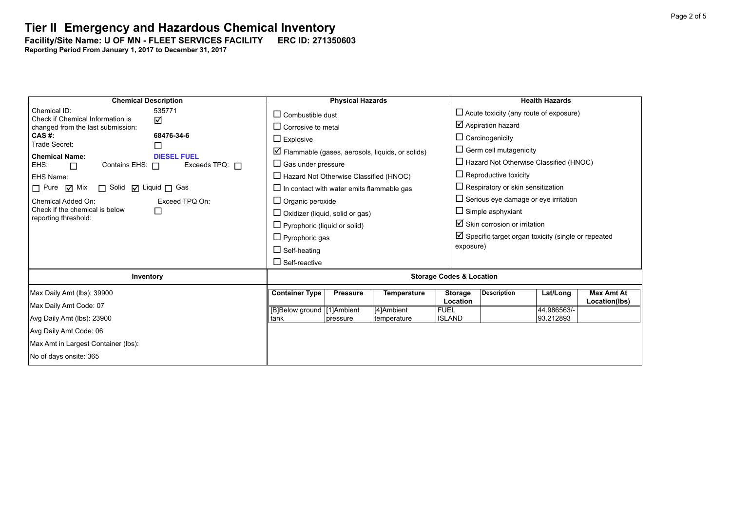# Tier II Emergency and Hazardous Chemical Inventory

**Facility/Site Name: U OF MN - FLEET SERVICES FACILITY      ERC ID: 271350603**

**Reporting Period From January 1, 2017 to December 31, 2017**

| Chemical Description | Physical Hazards | Health Hazards |
|---|---|---|
| Chemical ID: 535771<br>Check if Chemical Information is changed from the last submission: ☑<br>**CAS #:** **68476-34-6**<br>Trade Secret: ☐<br>**Chemical Name:** **DIESEL FUEL**<br>EHS: ☐ Contains EHS: ☐ Exceeds TPQ: ☐<br>EHS Name:<br>☐ Pure ☑ Mix ☐ Solid ☑ Liquid ☐ Gas<br>Chemical Added On: Exceed TPQ On:<br>Check if the chemical is below reporting threshold: ☐ | ☐ Combustible dust<br>☐ Corrosive to metal<br>☐ Explosive<br>☑ Flammable (gases, aerosols, liquids, or solids)<br>☐ Gas under pressure<br>☐ Hazard Not Otherwise Classified (HNOC)<br>☐ In contact with water emits flammable gas<br>☐ Organic peroxide<br>☐ Oxidizer (liquid, solid or gas)<br>☐ Pyrophoric (liquid or solid)<br>☐ Pyrophoric gas<br>☐ Self-heating<br>☐ Self-reactive | ☐ Acute toxicity (any route of exposure)<br>☑ Aspiration hazard<br>☐ Carcinogenicity<br>☐ Germ cell mutagenicity<br>☐ Hazard Not Otherwise Classified (HNOC)<br>☐ Reproductive toxicity<br>☐ Respiratory or skin sensitization<br>☐ Serious eye damage or eye irritation<br>☐ Simple asphyxiant<br>☑ Skin corrosion or irritation<br>☑ Specific target organ toxicity (single or repeated exposure) |

| Inventory |
|---|
| Max Daily Amt (lbs): 39900 |
| Max Daily Amt Code: 07 |
| Avg Daily Amt (lbs): 23900 |
| Avg Daily Amt Code: 06 |
| Max Amt in Largest Container (lbs): |
| No of days onsite: 365 |

**Storage Codes & Location**

| Container Type | Pressure | Temperature | Storage Location | Description | Lat/Long | Max Amt At Location(lbs) |
|---|---|---|---|---|---|---|
| [B]Below ground tank | [1]Ambient pressure | [4]Ambient temperature | FUEL ISLAND | | 44.986563/-93.212893 | |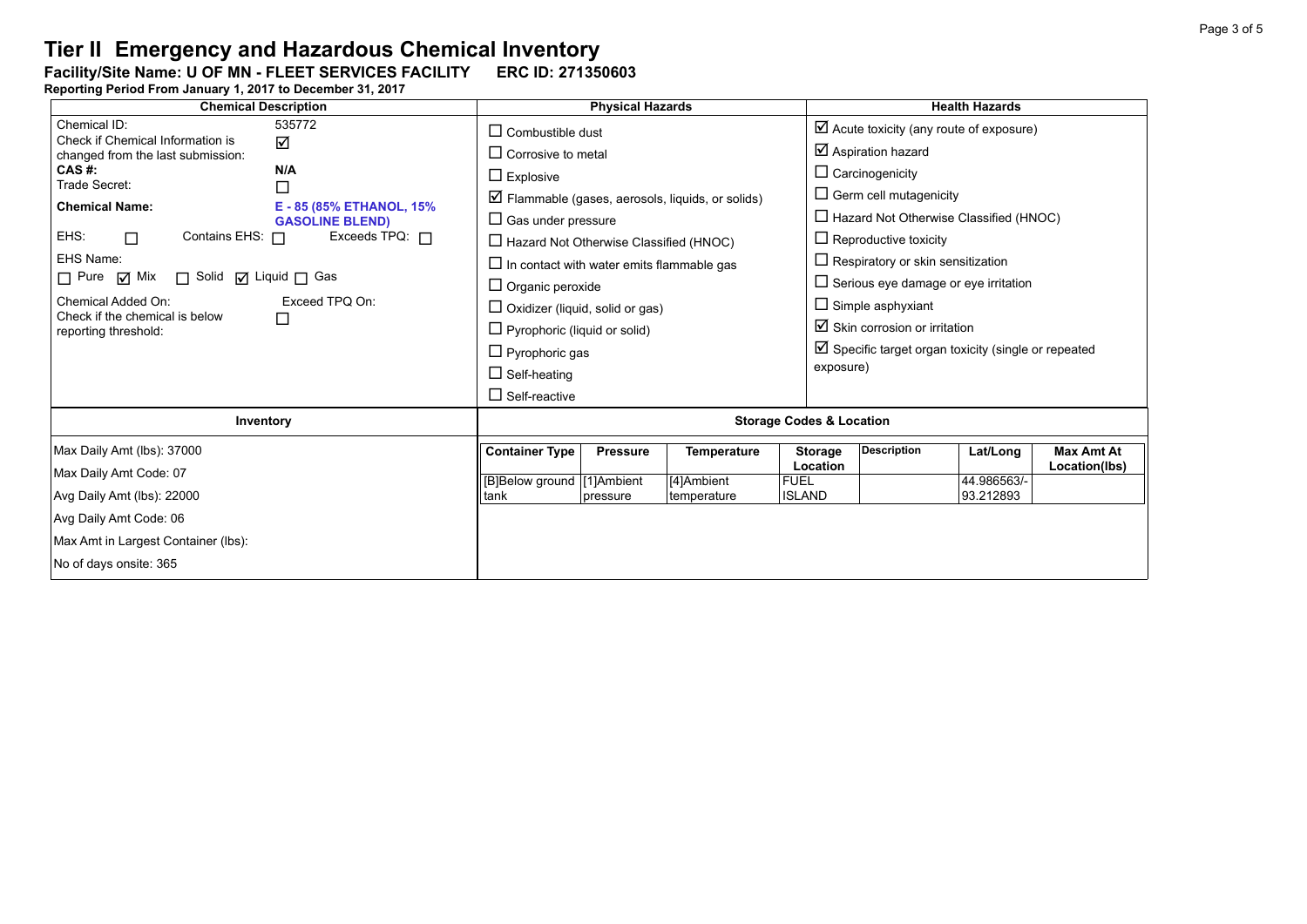# Tier II Emergency and Hazardous Chemical Inventory

**Facility/Site Name: U OF MN - FLEET SERVICES FACILITY     ERC ID: 271350603**

**Reporting Period From January 1, 2017 to December 31, 2017**

| Chemical Description | Physical Hazards | Health Hazards |
|---|---|---|
| Chemical ID: 535772<br>Check if Chemical Information is changed from the last submission: ☑<br>**CAS #:** **N/A**<br>Trade Secret: ☐<br>**Chemical Name:** **E - 85 (85% ETHANOL, 15% GASOLINE BLEND)**<br>EHS: ☐ Contains EHS: ☐ Exceeds TPQ: ☐<br>EHS Name:<br>☐ Pure ☑ Mix ☐ Solid ☑ Liquid ☐ Gas<br>Chemical Added On: Exceed TPQ On:<br>Check if the chemical is below reporting threshold: ☐ | ☐ Combustible dust<br>☐ Corrosive to metal<br>☐ Explosive<br>☑ Flammable (gases, aerosols, liquids, or solids)<br>☐ Gas under pressure<br>☐ Hazard Not Otherwise Classified (HNOC)<br>☐ In contact with water emits flammable gas<br>☐ Organic peroxide<br>☐ Oxidizer (liquid, solid or gas)<br>☐ Pyrophoric (liquid or solid)<br>☐ Pyrophoric gas<br>☐ Self-heating<br>☐ Self-reactive | ☑ Acute toxicity (any route of exposure)<br>☑ Aspiration hazard<br>☐ Carcinogenicity<br>☐ Germ cell mutagenicity<br>☐ Hazard Not Otherwise Classified (HNOC)<br>☐ Reproductive toxicity<br>☐ Respiratory or skin sensitization<br>☐ Serious eye damage or eye irritation<br>☐ Simple asphyxiant<br>☑ Skin corrosion or irritation<br>☑ Specific target organ toxicity (single or repeated exposure) |

**Inventory**

Max Daily Amt (lbs): 37000

Max Daily Amt Code: 07

Avg Daily Amt (lbs): 22000

Avg Daily Amt Code: 06

Max Amt in Largest Container (lbs):

No of days onsite: 365

**Storage Codes & Location**

| Container Type | Pressure | Temperature | Storage Location | Description | Lat/Long | Max Amt At Location(lbs) |
|---|---|---|---|---|---|---|
| [B]Below ground tank | [1]Ambient pressure | [4]Ambient temperature | FUEL ISLAND | | 44.986563/-93.212893 | |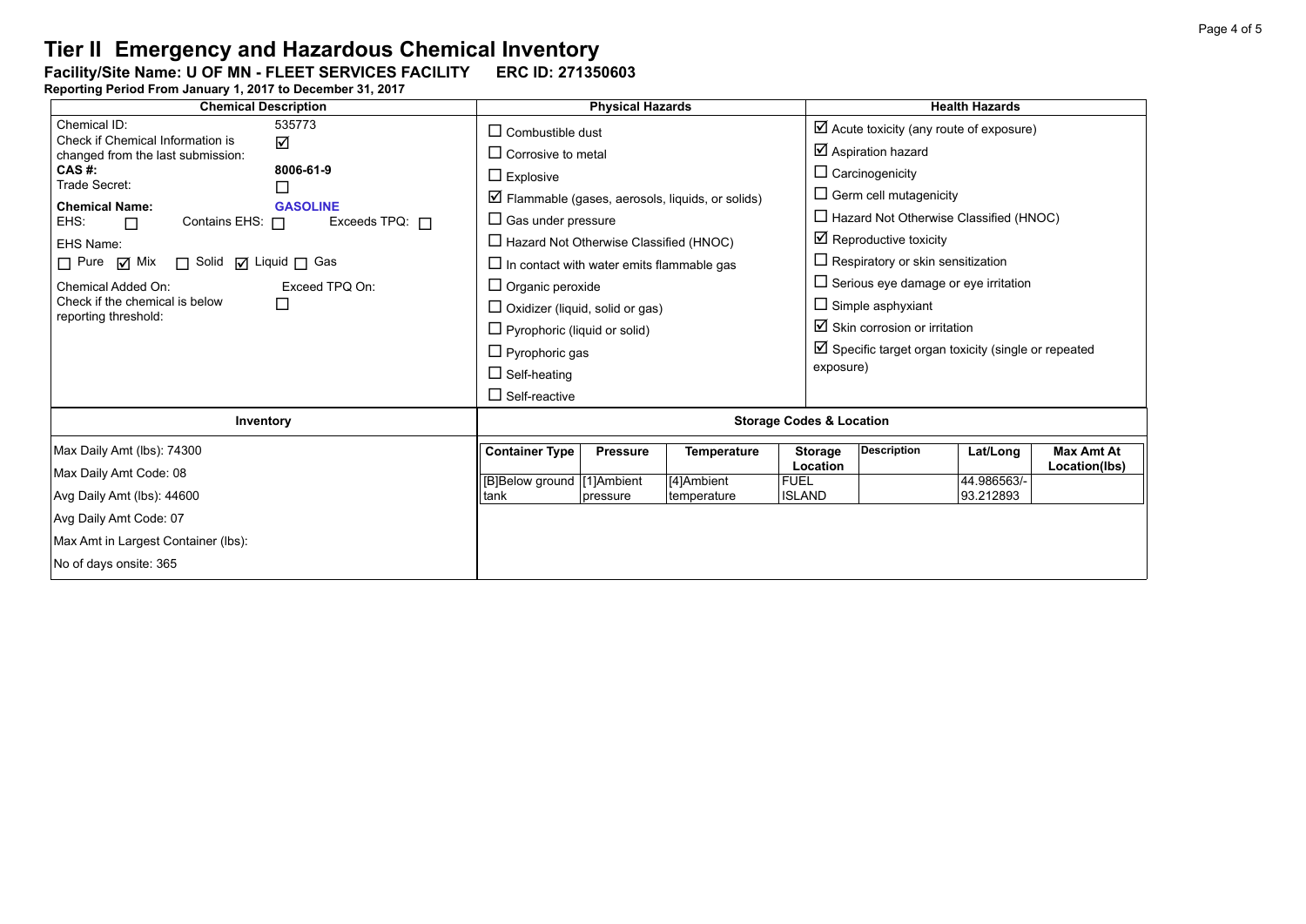# Tier II Emergency and Hazardous Chemical Inventory

**Facility/Site Name: U OF MN - FLEET SERVICES FACILITY ERC ID: 271350603**

**Reporting Period From January 1, 2017 to December 31, 2017**

| Chemical Description | Physical Hazards | Health Hazards |
|---|---|---|
| Chemical ID: 535773<br>Check if Chemical Information is changed from the last submission: ☑<br>**CAS #:** **8006-61-9**<br>Trade Secret: ☐<br>**Chemical Name:** **GASOLINE**<br>EHS: ☐ Contains EHS: ☐ Exceeds TPQ: ☐<br>EHS Name:<br>☐ Pure ☑ Mix ☐ Solid ☑ Liquid ☐ Gas<br>Chemical Added On: Exceed TPQ On:<br>Check if the chemical is below reporting threshold: ☐ | ☐ Combustible dust<br>☐ Corrosive to metal<br>☐ Explosive<br>☑ Flammable (gases, aerosols, liquids, or solids)<br>☐ Gas under pressure<br>☐ Hazard Not Otherwise Classified (HNOC)<br>☐ In contact with water emits flammable gas<br>☐ Organic peroxide<br>☐ Oxidizer (liquid, solid or gas)<br>☐ Pyrophoric (liquid or solid)<br>☐ Pyrophoric gas<br>☐ Self-heating<br>☐ Self-reactive | ☑ Acute toxicity (any route of exposure)<br>☑ Aspiration hazard<br>☐ Carcinogenicity<br>☐ Germ cell mutagenicity<br>☐ Hazard Not Otherwise Classified (HNOC)<br>☑ Reproductive toxicity<br>☐ Respiratory or skin sensitization<br>☐ Serious eye damage or eye irritation<br>☐ Simple asphyxiant<br>☑ Skin corrosion or irritation<br>☑ Specific target organ toxicity (single or repeated exposure) |

**Inventory**

Max Daily Amt (lbs): 74300

Max Daily Amt Code: 08

Avg Daily Amt (lbs): 44600

Avg Daily Amt Code: 07

Max Amt in Largest Container (lbs):

No of days onsite: 365

**Storage Codes & Location**

| Container Type | Pressure | Temperature | Storage Location | Description | Lat/Long | Max Amt At Location(lbs) |
|---|---|---|---|---|---|---|
| [B]Below ground tank | [1]Ambient pressure | [4]Ambient temperature | FUEL ISLAND | | 44.986563/-93.212893 | |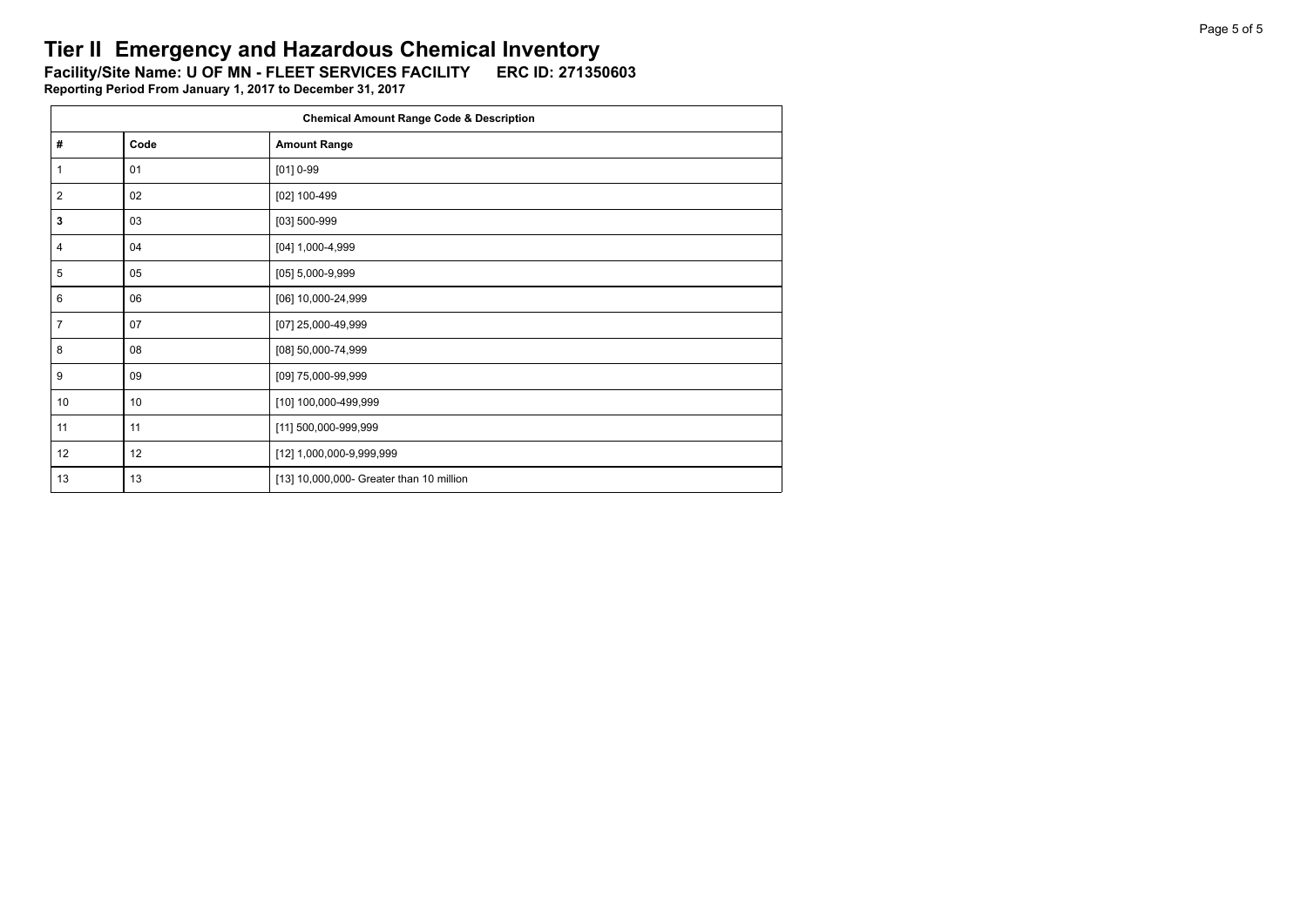# Tier II Emergency and Hazardous Chemical Inventory

**Facility/Site Name: U OF MN - FLEET SERVICES FACILITY ERC ID: 271350603**

**Reporting Period From January 1, 2017 to December 31, 2017**

| Chemical Amount Range Code & Description | | |
|---|---|---|
| **#** | **Code** | **Amount Range** |
| 1 | 01 | [01] 0-99 |
| 2 | 02 | [02] 100-499 |
| **3** | 03 | [03] 500-999 |
| 4 | 04 | [04] 1,000-4,999 |
| 5 | 05 | [05] 5,000-9,999 |
| 6 | 06 | [06] 10,000-24,999 |
| 7 | 07 | [07] 25,000-49,999 |
| 8 | 08 | [08] 50,000-74,999 |
| 9 | 09 | [09] 75,000-99,999 |
| 10 | 10 | [10] 100,000-499,999 |
| 11 | 11 | [11] 500,000-999,999 |
| 12 | 12 | [12] 1,000,000-9,999,999 |
| 13 | 13 | [13] 10,000,000- Greater than 10 million |